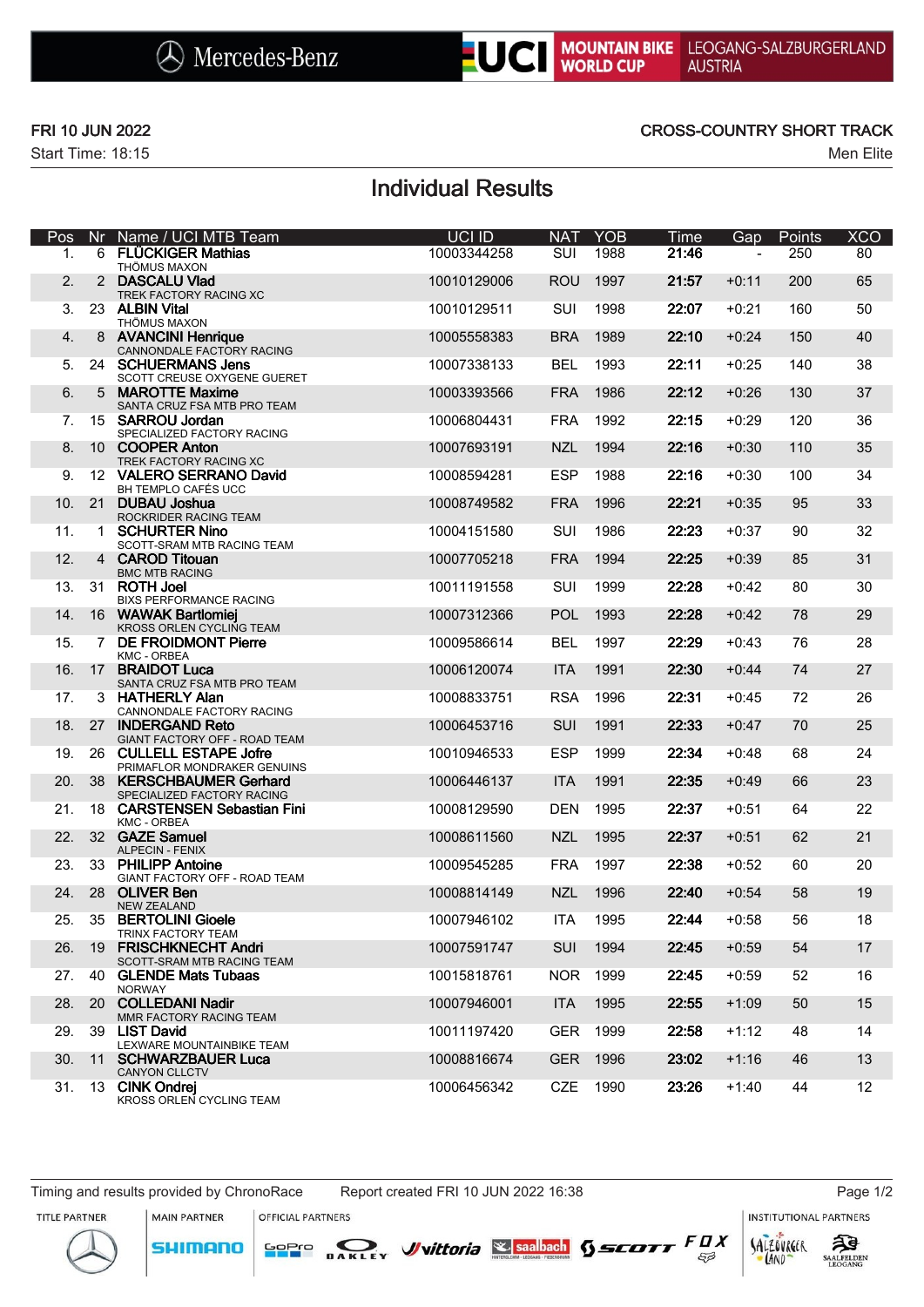Mercedes-Benz | UCI MOUNTAIN BIKE WORLD CUP | LEOGANG-SALZBURGERLAND AUSTRIA

**FRI 10 JUN 2022**
Start Time: 18:15

**CROSS-COUNTRY SHORT TRACK**
Men Elite

# Individual Results

| Pos | Nr | Name / UCI MTB Team | UCI ID | NAT | YOB | Time | Gap | Points | XCO |
|---|---|---|---|---|---|---|---|---|---|
| 1. | 6 | **FLÜCKIGER Mathias**<br>THÖMUS MAXON | 10003344258 | SUI | 1988 | **21:46** | - | 250 | 80 |
| 2. | 2 | **DASCALU Vlad**<br>TREK FACTORY RACING XC | 10010129006 | ROU | 1997 | **21:57** | +0:11 | 200 | 65 |
| 3. | 23 | **ALBIN Vital**<br>THÖMUS MAXON | 10010129511 | SUI | 1998 | **22:07** | +0:21 | 160 | 50 |
| 4. | 8 | **AVANCINI Henrique**<br>CANNONDALE FACTORY RACING | 10005558383 | BRA | 1989 | **22:10** | +0:24 | 150 | 40 |
| 5. | 24 | **SCHUERMANS Jens**<br>SCOTT CREUSE OXYGENE GUERET | 10007338133 | BEL | 1993 | **22:11** | +0:25 | 140 | 38 |
| 6. | 5 | **MAROTTE Maxime**<br>SANTA CRUZ FSA MTB PRO TEAM | 10003393566 | FRA | 1986 | **22:12** | +0:26 | 130 | 37 |
| 7. | 15 | **SARROU Jordan**<br>SPECIALIZED FACTORY RACING | 10006804431 | FRA | 1992 | **22:15** | +0:29 | 120 | 36 |
| 8. | 10 | **COOPER Anton**<br>TREK FACTORY RACING XC | 10007693191 | NZL | 1994 | **22:16** | +0:30 | 110 | 35 |
| 9. | 12 | **VALERO SERRANO David**<br>BH TEMPLO CAFÉS UCC | 10008594281 | ESP | 1988 | **22:16** | +0:30 | 100 | 34 |
| 10. | 21 | **DUBAU Joshua**<br>ROCKRIDER RACING TEAM | 10008749582 | FRA | 1996 | **22:21** | +0:35 | 95 | 33 |
| 11. | 1 | **SCHURTER Nino**<br>SCOTT-SRAM MTB RACING TEAM | 10004151580 | SUI | 1986 | **22:23** | +0:37 | 90 | 32 |
| 12. | 4 | **CAROD Titouan**<br>BMC MTB RACING | 10007705218 | FRA | 1994 | **22:25** | +0:39 | 85 | 31 |
| 13. | 31 | **ROTH Joel**<br>BIXS PERFORMANCE RACING | 10011191558 | SUI | 1999 | **22:28** | +0:42 | 80 | 30 |
| 14. | 16 | **WAWAK Bartlomiej**<br>KROSS ORLEN CYCLING TEAM | 10007312366 | POL | 1993 | **22:28** | +0:42 | 78 | 29 |
| 15. | 7 | **DE FROIDMONT Pierre**<br>KMC - ORBEA | 10009586614 | BEL | 1997 | **22:29** | +0:43 | 76 | 28 |
| 16. | 17 | **BRAIDOT Luca**<br>SANTA CRUZ FSA MTB PRO TEAM | 10006120074 | ITA | 1991 | **22:30** | +0:44 | 74 | 27 |
| 17. | 3 | **HATHERLY Alan**<br>CANNONDALE FACTORY RACING | 10008833751 | RSA | 1996 | **22:31** | +0:45 | 72 | 26 |
| 18. | 27 | **INDERGAND Reto**<br>GIANT FACTORY OFF - ROAD TEAM | 10006453716 | SUI | 1991 | **22:33** | +0:47 | 70 | 25 |
| 19. | 26 | **CULLELL ESTAPE Jofre**<br>PRIMAFLOR MONDRAKER GENUINS | 10010946533 | ESP | 1999 | **22:34** | +0:48 | 68 | 24 |
| 20. | 38 | **KERSCHBAUMER Gerhard**<br>SPECIALIZED FACTORY RACING | 10006446137 | ITA | 1991 | **22:35** | +0:49 | 66 | 23 |
| 21. | 18 | **CARSTENSEN Sebastian Fini**<br>KMC - ORBEA | 10008129590 | DEN | 1995 | **22:37** | +0:51 | 64 | 22 |
| 22. | 32 | **GAZE Samuel**<br>ALPECIN - FENIX | 10008611560 | NZL | 1995 | **22:37** | +0:51 | 62 | 21 |
| 23. | 33 | **PHILIPP Antoine**<br>GIANT FACTORY OFF - ROAD TEAM | 10009545285 | FRA | 1997 | **22:38** | +0:52 | 60 | 20 |
| 24. | 28 | **OLIVER Ben**<br>NEW ZEALAND | 10008814149 | NZL | 1996 | **22:40** | +0:54 | 58 | 19 |
| 25. | 35 | **BERTOLINI Gioele**<br>TRINX FACTORY TEAM | 10007946102 | ITA | 1995 | **22:44** | +0:58 | 56 | 18 |
| 26. | 19 | **FRISCHKNECHT Andri**<br>SCOTT-SRAM MTB RACING TEAM | 10007591747 | SUI | 1994 | **22:45** | +0:59 | 54 | 17 |
| 27. | 40 | **GLENDE Mats Tubaas**<br>NORWAY | 10015818761 | NOR | 1999 | **22:45** | +0:59 | 52 | 16 |
| 28. | 20 | **COLLEDANI Nadir**<br>MMR FACTORY RACING TEAM | 10007946001 | ITA | 1995 | **22:55** | +1:09 | 50 | 15 |
| 29. | 39 | **LIST David**<br>LEXWARE MOUNTAINBIKE TEAM | 10011197420 | GER | 1999 | **22:58** | +1:12 | 48 | 14 |
| 30. | 11 | **SCHWARZBAUER Luca**<br>CANYON CLLCTV | 10008816674 | GER | 1996 | **23:02** | +1:16 | 46 | 13 |
| 31. | 13 | **CINK Ondrej**<br>KROSS ORLEN CYCLING TEAM | 10006456342 | CZE | 1990 | **23:26** | +1:40 | 44 | 12 |

Timing and results provided by ChronoRace    Report created FRI 10 JUN 2022 16:38

TITLE PARTNER | MAIN PARTNER | OFFICIAL PARTNERS | INSTITUTIONAL PARTNERS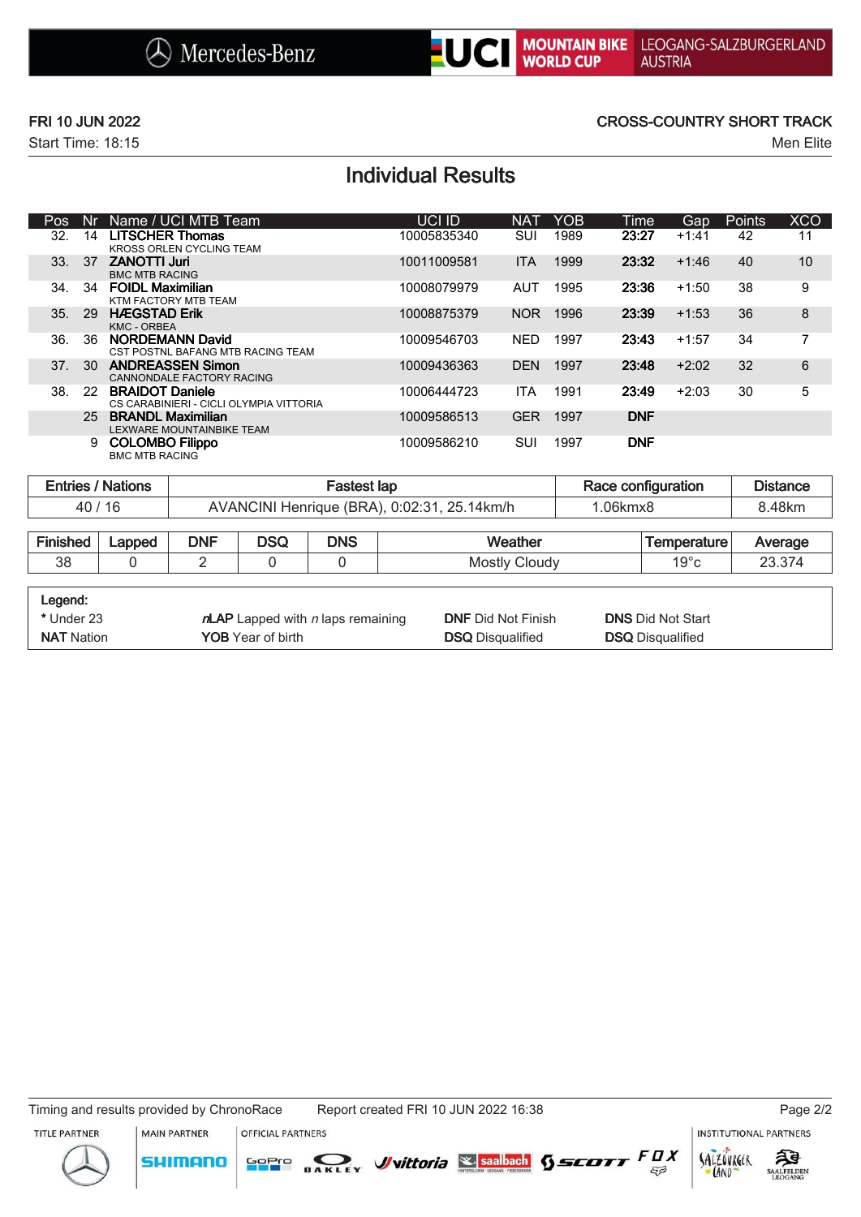FRI 10 JUN 2022

Start Time: 18:15

CROSS-COUNTRY SHORT TRACK

Men Elite

# Individual Results

| Pos | Nr | Name / UCI MTB Team | UCI ID | NAT | YOB | Time | Gap | Points | XCO |
|---|---|---|---|---|---|---|---|---|---|
| 32. | 14 | **LITSCHER Thomas**<br>KROSS ORLEN CYCLING TEAM | 10005835340 | SUI | 1989 | **23:27** | +1:41 | 42 | 11 |
| 33. | 37 | **ZANOTTI Juri**<br>BMC MTB RACING | 10011009581 | ITA | 1999 | **23:32** | +1:46 | 40 | 10 |
| 34. | 34 | **FOIDL Maximilian**<br>KTM FACTORY MTB TEAM | 10008079979 | AUT | 1995 | **23:36** | +1:50 | 38 | 9 |
| 35. | 29 | **HÆGSTAD Erik**<br>KMC - ORBEA | 10008875379 | NOR | 1996 | **23:39** | +1:53 | 36 | 8 |
| 36. | 36 | **NORDEMANN David**<br>CST POSTNL BAFANG MTB RACING TEAM | 10009546703 | NED | 1997 | **23:43** | +1:57 | 34 | 7 |
| 37. | 30 | **ANDREASSEN Simon**<br>CANNONDALE FACTORY RACING | 10009436363 | DEN | 1997 | **23:48** | +2:02 | 32 | 6 |
| 38. | 22 | **BRAIDOT Daniele**<br>CS CARABINIERI - CICLI OLYMPIA VITTORIA | 10006444723 | ITA | 1991 | **23:49** | +2:03 | 30 | 5 |
| | 25 | **BRANDL Maximilian**<br>LEXWARE MOUNTAINBIKE TEAM | 10009586513 | GER | 1997 | **DNF** | | | |
| | 9 | **COLOMBO Filippo**<br>BMC MTB RACING | 10009586210 | SUI | 1997 | **DNF** | | | |

| Entries / Nations | Fastest lap | Race configuration | Distance |
|---|---|---|---|
| 40 / 16 | AVANCINI Henrique (BRA), 0:02:31, 25.14km/h | 1.06kmx8 | 8.48km |

| Finished | Lapped | DNF | DSQ | DNS | Weather | Temperature | Average |
|---|---|---|---|---|---|---|---|
| 38 | 0 | 2 | 0 | 0 | Mostly Cloudy | 19°c | 23.374 |

**Legend:**

* Under 23 | ***n*LAP** Lapped with *n* laps remaining | **DNF** Did Not Finish | **DNS** Did Not Start
**NAT** Nation | **YOB** Year of birth | **DSQ** Disqualified | **DSQ** Disqualified

Timing and results provided by ChronoRace    Report created FRI 10 JUN 2022 16:38